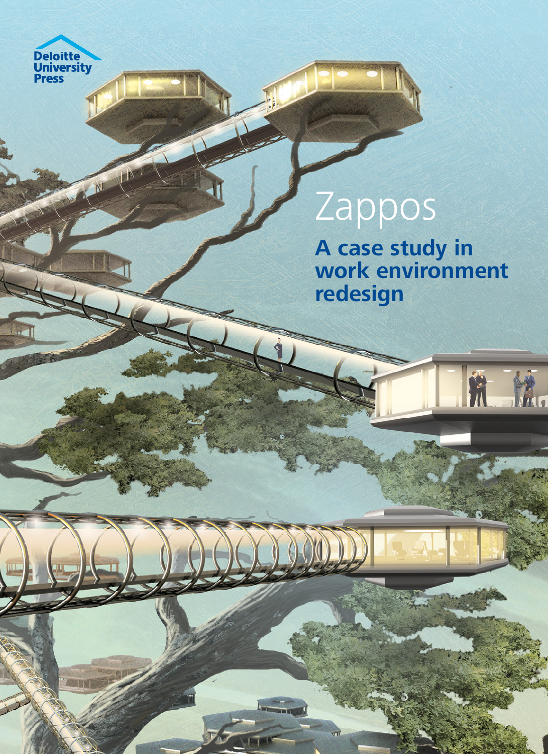Deloitte University Press

# Zappos

## A case study in work environment redesign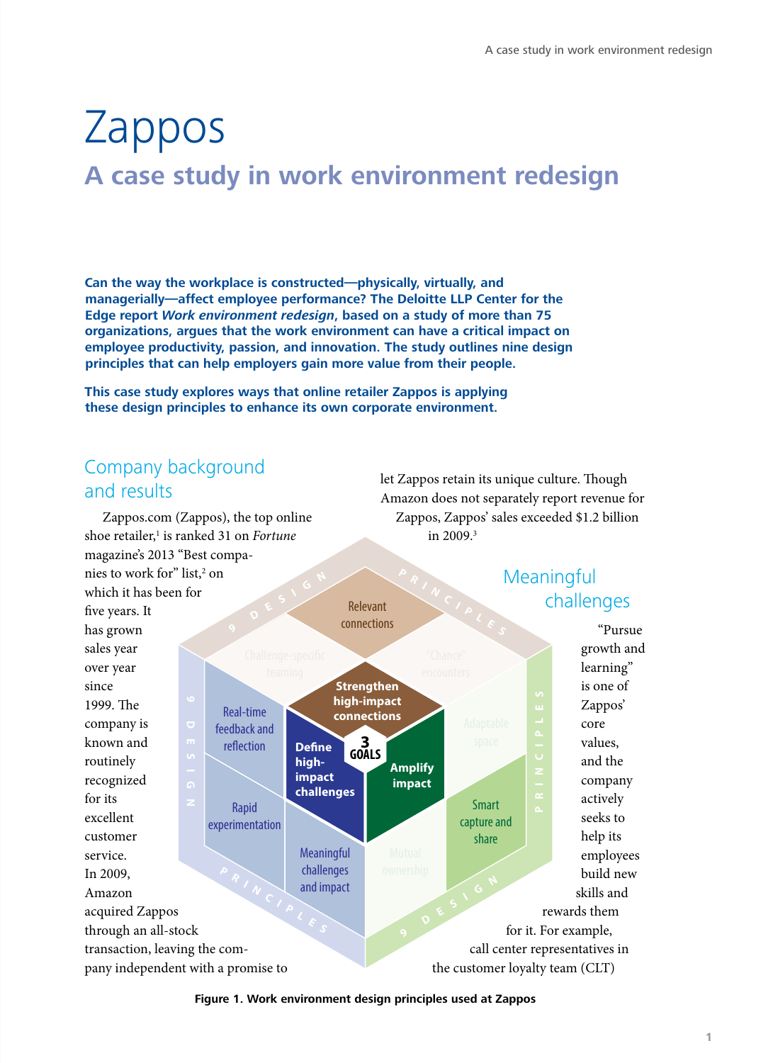# Zappos

## A case study in work environment redesign

**Can the way the workplace is constructed—physically, virtually, and managerially—affect employee performance? The Deloitte LLP Center for the Edge report *Work environment redesign*, based on a study of more than 75 organizations, argues that the work environment can have a critical impact on employee productivity, passion, and innovation. The study outlines nine design principles that can help employers gain more value from their people.**

**This case study explores ways that online retailer Zappos is applying these design principles to enhance its own corporate environment.**

## Company background and results

Zappos.com (Zappos), the top online shoe retailer,[1] is ranked 31 on *Fortune* magazine's 2013 "Best companies to work for" list,[2] on which it has been for five years. It has grown sales year over year since 1999. The company is known and routinely recognized for its excellent customer service. In 2009, Amazon acquired Zappos through an all-stock transaction, leaving the company independent with a promise to let Zappos retain its unique culture. Though Amazon does not separately report revenue for Zappos, Zappos' sales exceeded $1.2 billion in 2009.[3]

## Meaningful challenges

"Pursue growth and learning" is one of Zappos' core values, and the company actively seeks to help its employees build new skills and rewards them for it. For example, call center representatives in the customer loyalty team (CLT)

Figure 1. Work environment design principles used at Zappos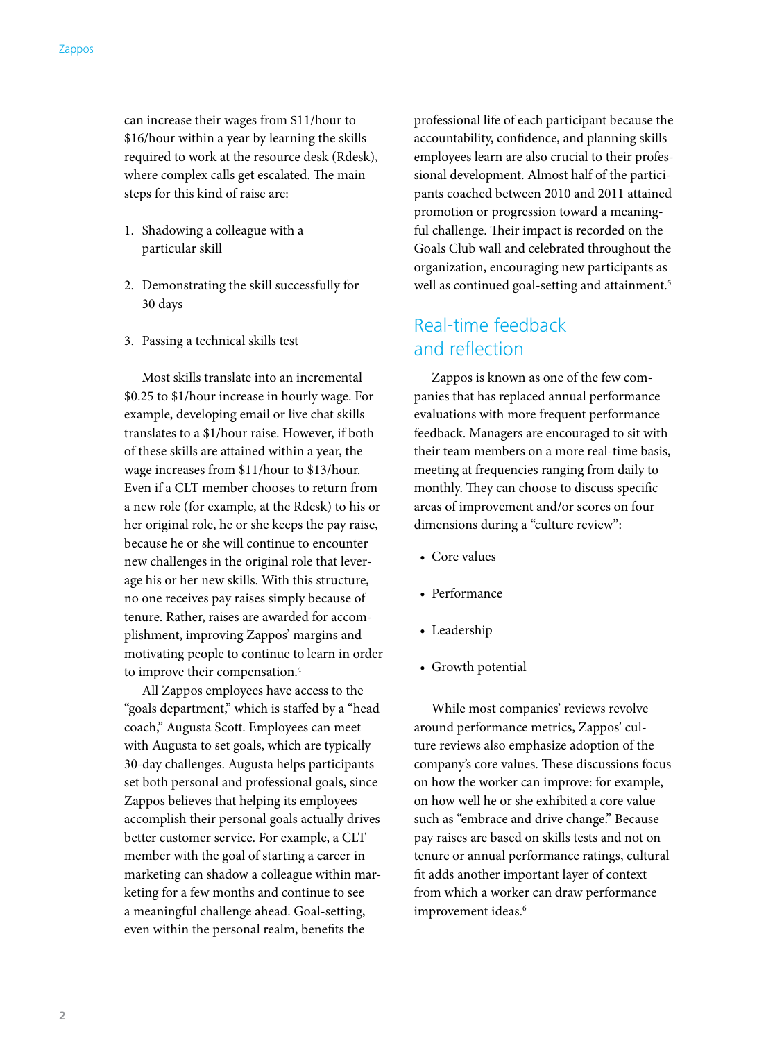can increase their wages from $11/hour to $16/hour within a year by learning the skills required to work at the resource desk (Rdesk), where complex calls get escalated. The main steps for this kind of raise are:

1. Shadowing a colleague with a particular skill
2. Demonstrating the skill successfully for 30 days
3. Passing a technical skills test

Most skills translate into an incremental $0.25 to $1/hour increase in hourly wage. For example, developing email or live chat skills translates to a $1/hour raise. However, if both of these skills are attained within a year, the wage increases from $11/hour to $13/hour. Even if a CLT member chooses to return from a new role (for example, at the Rdesk) to his or her original role, he or she keeps the pay raise, because he or she will continue to encounter new challenges in the original role that leverage his or her new skills. With this structure, no one receives pay raises simply because of tenure. Rather, raises are awarded for accomplishment, improving Zappos' margins and motivating people to continue to learn in order to improve their compensation.[4]

All Zappos employees have access to the "goals department," which is staffed by a "head coach," Augusta Scott. Employees can meet with Augusta to set goals, which are typically 30-day challenges. Augusta helps participants set both personal and professional goals, since Zappos believes that helping its employees accomplish their personal goals actually drives better customer service. For example, a CLT member with the goal of starting a career in marketing can shadow a colleague within marketing for a few months and continue to see a meaningful challenge ahead. Goal-setting, even within the personal realm, benefits the professional life of each participant because the accountability, confidence, and planning skills employees learn are also crucial to their professional development. Almost half of the participants coached between 2010 and 2011 attained promotion or progression toward a meaningful challenge. Their impact is recorded on the Goals Club wall and celebrated throughout the organization, encouraging new participants as well as continued goal-setting and attainment.[5]

## Real-time feedback and reflection

Zappos is known as one of the few companies that has replaced annual performance evaluations with more frequent performance feedback. Managers are encouraged to sit with their team members on a more real-time basis, meeting at frequencies ranging from daily to monthly. They can choose to discuss specific areas of improvement and/or scores on four dimensions during a "culture review":

- Core values
- Performance
- Leadership
- Growth potential

While most companies' reviews revolve around performance metrics, Zappos' culture reviews also emphasize adoption of the company's core values. These discussions focus on how the worker can improve: for example, on how well he or she exhibited a core value such as "embrace and drive change." Because pay raises are based on skills tests and not on tenure or annual performance ratings, cultural fit adds another important layer of context from which a worker can draw performance improvement ideas.[6]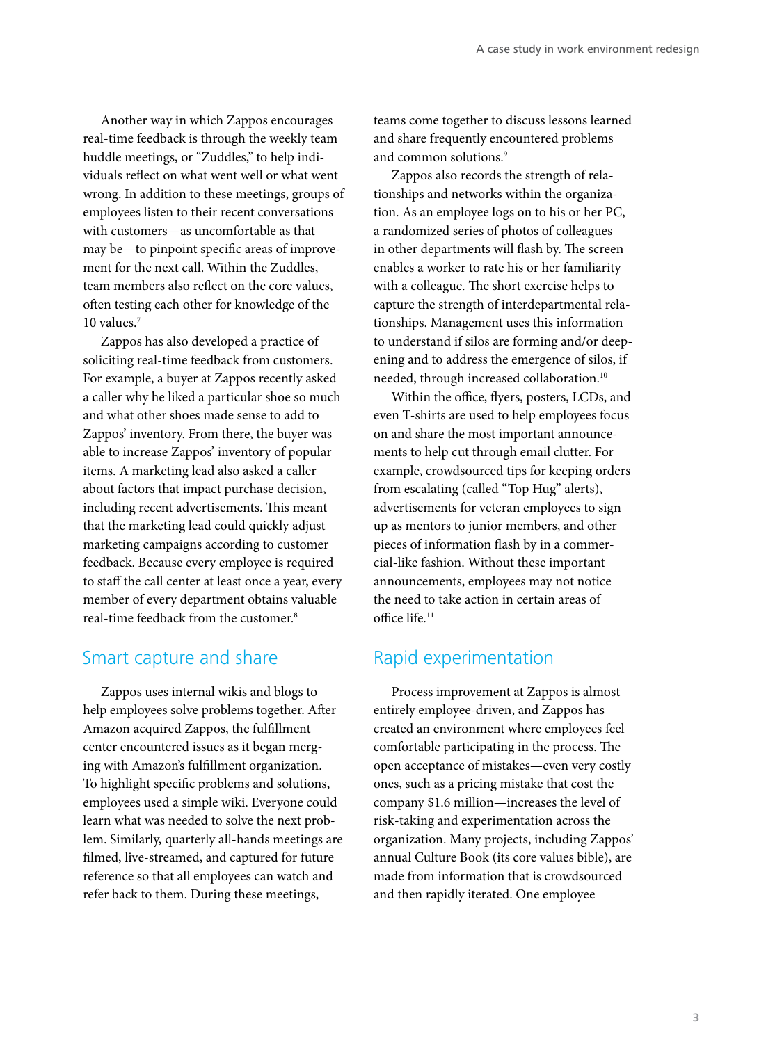Another way in which Zappos encourages real-time feedback is through the weekly team huddle meetings, or "Zuddles," to help individuals reflect on what went well or what went wrong. In addition to these meetings, groups of employees listen to their recent conversations with customers—as uncomfortable as that may be—to pinpoint specific areas of improvement for the next call. Within the Zuddles, team members also reflect on the core values, often testing each other for knowledge of the 10 values.[7]

Zappos has also developed a practice of soliciting real-time feedback from customers. For example, a buyer at Zappos recently asked a caller why he liked a particular shoe so much and what other shoes made sense to add to Zappos' inventory. From there, the buyer was able to increase Zappos' inventory of popular items. A marketing lead also asked a caller about factors that impact purchase decision, including recent advertisements. This meant that the marketing lead could quickly adjust marketing campaigns according to customer feedback. Because every employee is required to staff the call center at least once a year, every member of every department obtains valuable real-time feedback from the customer.[8]

## Smart capture and share

Zappos uses internal wikis and blogs to help employees solve problems together. After Amazon acquired Zappos, the fulfillment center encountered issues as it began merging with Amazon's fulfillment organization. To highlight specific problems and solutions, employees used a simple wiki. Everyone could learn what was needed to solve the next problem. Similarly, quarterly all-hands meetings are filmed, live-streamed, and captured for future reference so that all employees can watch and refer back to them. During these meetings, teams come together to discuss lessons learned and share frequently encountered problems and common solutions.[9]

Zappos also records the strength of relationships and networks within the organization. As an employee logs on to his or her PC, a randomized series of photos of colleagues in other departments will flash by. The screen enables a worker to rate his or her familiarity with a colleague. The short exercise helps to capture the strength of interdepartmental relationships. Management uses this information to understand if silos are forming and/or deepening and to address the emergence of silos, if needed, through increased collaboration.[10]

Within the office, flyers, posters, LCDs, and even T-shirts are used to help employees focus on and share the most important announcements to help cut through email clutter. For example, crowdsourced tips for keeping orders from escalating (called "Top Hug" alerts), advertisements for veteran employees to sign up as mentors to junior members, and other pieces of information flash by in a commercial-like fashion. Without these important announcements, employees may not notice the need to take action in certain areas of office life.[11]

## Rapid experimentation

Process improvement at Zappos is almost entirely employee-driven, and Zappos has created an environment where employees feel comfortable participating in the process. The open acceptance of mistakes—even very costly ones, such as a pricing mistake that cost the company $1.6 million—increases the level of risk-taking and experimentation across the organization. Many projects, including Zappos' annual Culture Book (its core values bible), are made from information that is crowdsourced and then rapidly iterated. One employee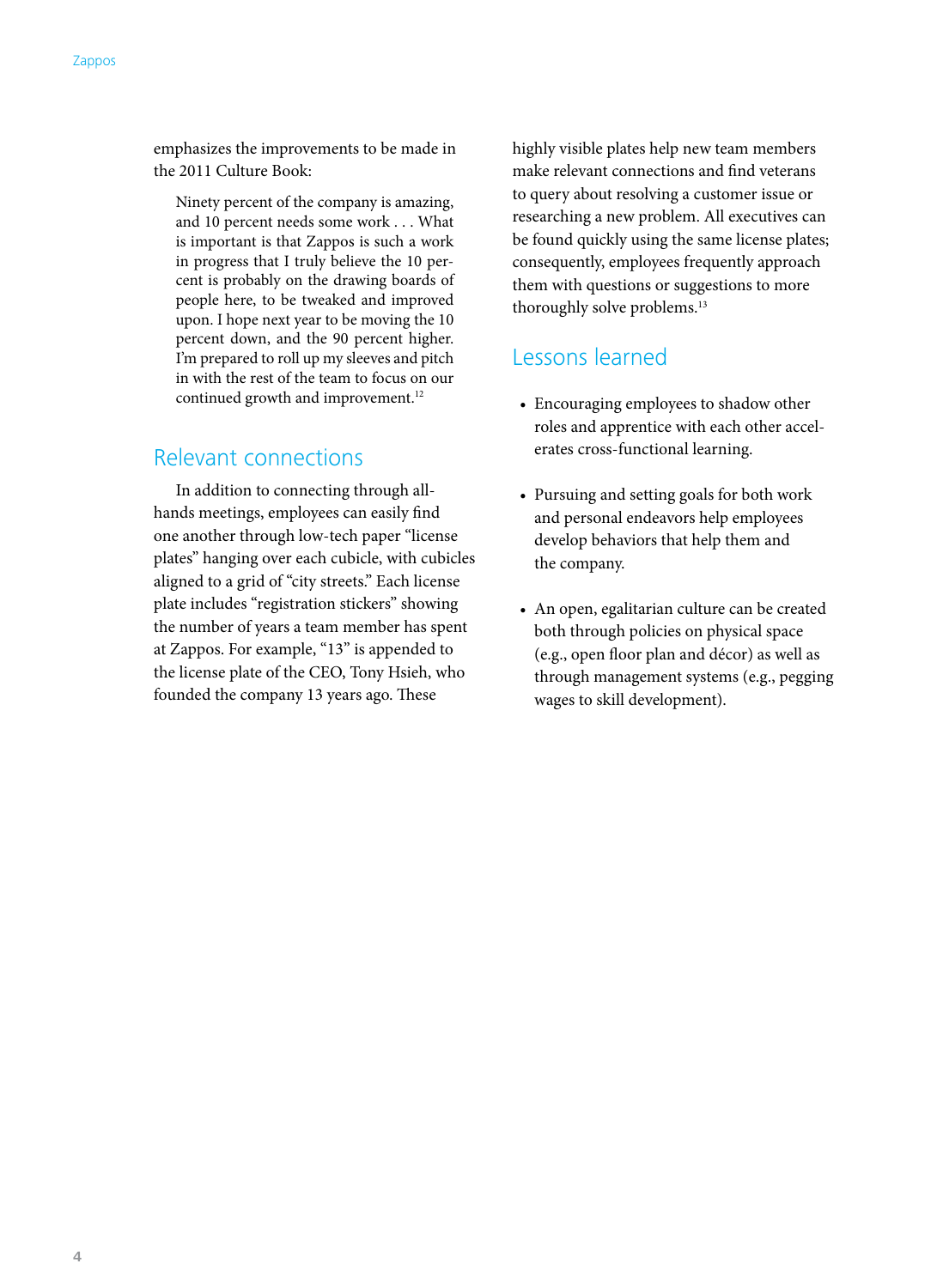emphasizes the improvements to be made in the 2011 Culture Book:

> Ninety percent of the company is amazing, and 10 percent needs some work . . . What is important is that Zappos is such a work in progress that I truly believe the 10 percent is probably on the drawing boards of people here, to be tweaked and improved upon. I hope next year to be moving the 10 percent down, and the 90 percent higher. I'm prepared to roll up my sleeves and pitch in with the rest of the team to focus on our continued growth and improvement.[12]

## Relevant connections

In addition to connecting through all-hands meetings, employees can easily find one another through low-tech paper "license plates" hanging over each cubicle, with cubicles aligned to a grid of "city streets." Each license plate includes "registration stickers" showing the number of years a team member has spent at Zappos. For example, "13" is appended to the license plate of the CEO, Tony Hsieh, who founded the company 13 years ago. These highly visible plates help new team members make relevant connections and find veterans to query about resolving a customer issue or researching a new problem. All executives can be found quickly using the same license plates; consequently, employees frequently approach them with questions or suggestions to more thoroughly solve problems.[13]

## Lessons learned

- Encouraging employees to shadow other roles and apprentice with each other accelerates cross-functional learning.
- Pursuing and setting goals for both work and personal endeavors help employees develop behaviors that help them and the company.
- An open, egalitarian culture can be created both through policies on physical space (e.g., open floor plan and décor) as well as through management systems (e.g., pegging wages to skill development).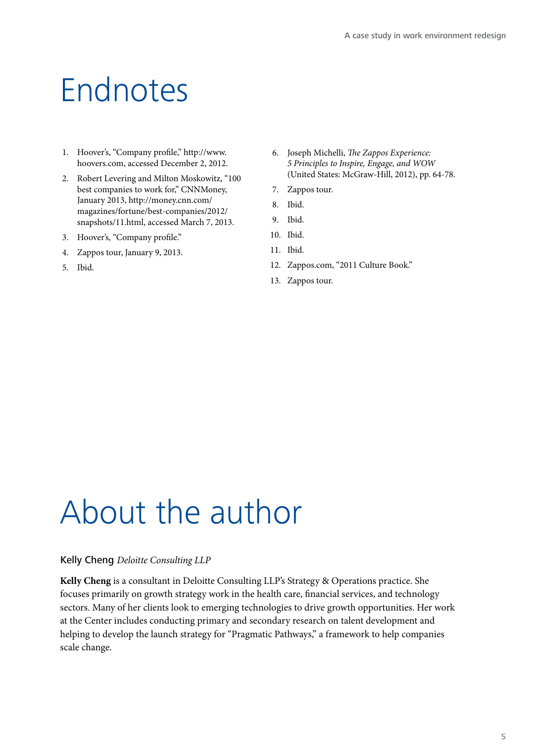# Endnotes

1. Hoover's, "Company profile," http://www.hoovers.com, accessed December 2, 2012.
2. Robert Levering and Milton Moskowitz, "100 best companies to work for," CNNMoney, January 2013, http://money.cnn.com/magazines/fortune/best-companies/2012/snapshots/11.html, accessed March 7, 2013.
3. Hoover's, "Company profile."
4. Zappos tour, January 9, 2013.
5. Ibid.
6. Joseph Michelli, *The Zappos Experience: 5 Principles to Inspire, Engage, and WOW* (United States: McGraw-Hill, 2012), pp. 64-78.
7. Zappos tour.
8. Ibid.
9. Ibid.
10. Ibid.
11. Ibid.
12. Zappos.com, "2011 Culture Book."
13. Zappos tour.

# About the author

Kelly Cheng *Deloitte Consulting LLP*

**Kelly Cheng** is a consultant in Deloitte Consulting LLP's Strategy & Operations practice. She focuses primarily on growth strategy work in the health care, financial services, and technology sectors. Many of her clients look to emerging technologies to drive growth opportunities. Her work at the Center includes conducting primary and secondary research on talent development and helping to develop the launch strategy for "Pragmatic Pathways," a framework to help companies scale change.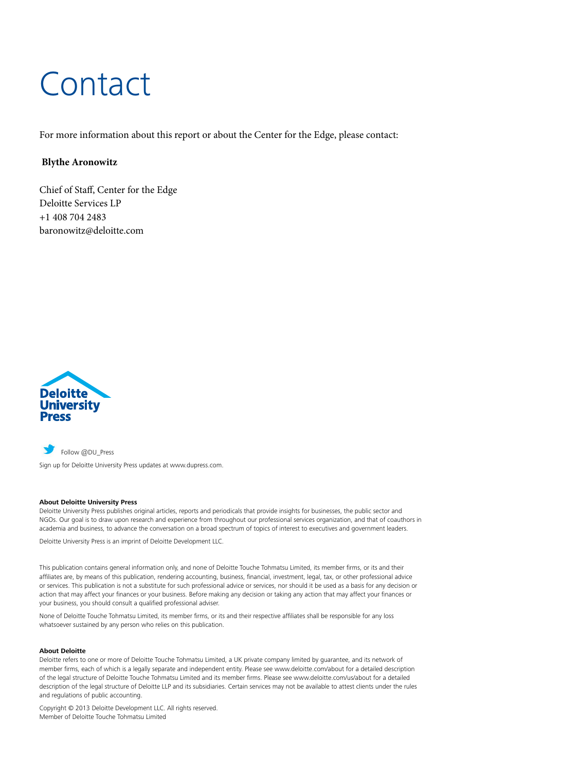# Contact

For more information about this report or about the Center for the Edge, please contact:

**Blythe Aronowitz**

Chief of Staff, Center for the Edge
Deloitte Services LP
+1 408 704 2483
baronowitz@deloitte.com

Deloitte University Press

Follow @DU_Press

Sign up for Deloitte University Press updates at www.dupress.com.

**About Deloitte University Press**

Deloitte University Press publishes original articles, reports and periodicals that provide insights for businesses, the public sector and NGOs. Our goal is to draw upon research and experience from throughout our professional services organization, and that of coauthors in academia and business, to advance the conversation on a broad spectrum of topics of interest to executives and government leaders.

Deloitte University Press is an imprint of Deloitte Development LLC.

This publication contains general information only, and none of Deloitte Touche Tohmatsu Limited, its member firms, or its and their affiliates are, by means of this publication, rendering accounting, business, financial, investment, legal, tax, or other professional advice or services. This publication is not a substitute for such professional advice or services, nor should it be used as a basis for any decision or action that may affect your finances or your business. Before making any decision or taking any action that may affect your finances or your business, you should consult a qualified professional adviser.

None of Deloitte Touche Tohmatsu Limited, its member firms, or its and their respective affiliates shall be responsible for any loss whatsoever sustained by any person who relies on this publication.

**About Deloitte**

Deloitte refers to one or more of Deloitte Touche Tohmatsu Limited, a UK private company limited by guarantee, and its network of member firms, each of which is a legally separate and independent entity. Please see www.deloitte.com/about for a detailed description of the legal structure of Deloitte Touche Tohmatsu Limited and its member firms. Please see www.deloitte.com/us/about for a detailed description of the legal structure of Deloitte LLP and its subsidiaries. Certain services may not be available to attest clients under the rules and regulations of public accounting.

Copyright © 2013 Deloitte Development LLC. All rights reserved.
Member of Deloitte Touche Tohmatsu Limited